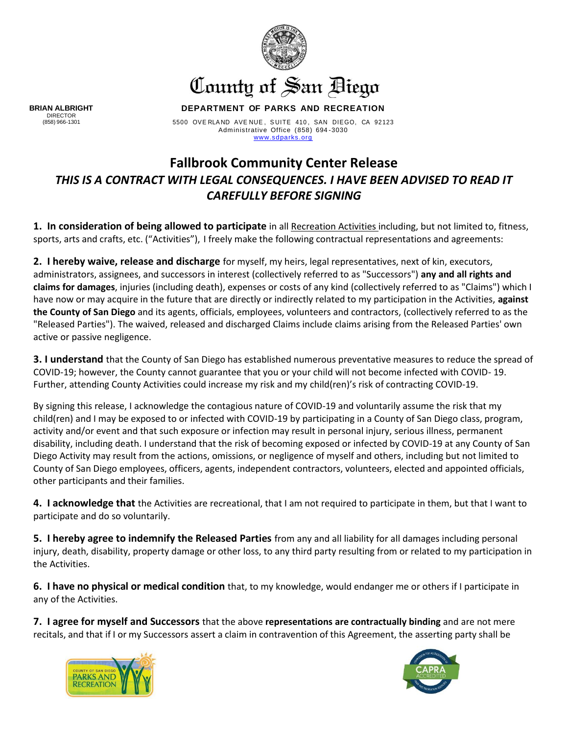County of San Diego

**BRIAN ALBRIGHT**
DIRECTOR
(858) 966-1301

**DEPARTMENT OF PARKS AND RECREATION**

5500 OVERLAND AVENUE, SUITE 410, SAN DIEGO, CA 92123
Administrative Office (858) 694-3030
www.sdparks.org

# Fallbrook Community Center Release

***THIS IS A CONTRACT WITH LEGAL CONSEQUENCES. I HAVE BEEN ADVISED TO READ IT CAREFULLY BEFORE SIGNING***

**1. In consideration of being allowed to participate** in all Recreation Activities including, but not limited to, fitness, sports, arts and crafts, etc. ("Activities"), I freely make the following contractual representations and agreements:

**2. I hereby waive, release and discharge** for myself, my heirs, legal representatives, next of kin, executors, administrators, assignees, and successors in interest (collectively referred to as "Successors") **any and all rights and claims for damages**, injuries (including death), expenses or costs of any kind (collectively referred to as "Claims") which I have now or may acquire in the future that are directly or indirectly related to my participation in the Activities, **against the County of San Diego** and its agents, officials, employees, volunteers and contractors, (collectively referred to as the "Released Parties"). The waived, released and discharged Claims include claims arising from the Released Parties' own active or passive negligence.

**3. I understand** that the County of San Diego has established numerous preventative measures to reduce the spread of COVID-19; however, the County cannot guarantee that you or your child will not become infected with COVID- 19. Further, attending County Activities could increase my risk and my child(ren)'s risk of contracting COVID-19.

By signing this release, I acknowledge the contagious nature of COVID-19 and voluntarily assume the risk that my child(ren) and I may be exposed to or infected with COVID-19 by participating in a County of San Diego class, program, activity and/or event and that such exposure or infection may result in personal injury, serious illness, permanent disability, including death. I understand that the risk of becoming exposed or infected by COVID-19 at any County of San Diego Activity may result from the actions, omissions, or negligence of myself and others, including but not limited to County of San Diego employees, officers, agents, independent contractors, volunteers, elected and appointed officials, other participants and their families.

**4. I acknowledge that** the Activities are recreational, that I am not required to participate in them, but that I want to participate and do so voluntarily.

**5. I hereby agree to indemnify the Released Parties** from any and all liability for all damages including personal injury, death, disability, property damage or other loss, to any third party resulting from or related to my participation in the Activities.

**6. I have no physical or medical condition** that, to my knowledge, would endanger me or others if I participate in any of the Activities.

**7. I agree for myself and Successors** that the above **representations are contractually binding** and are not mere recitals, and that if I or my Successors assert a claim in contravention of this Agreement, the asserting party shall be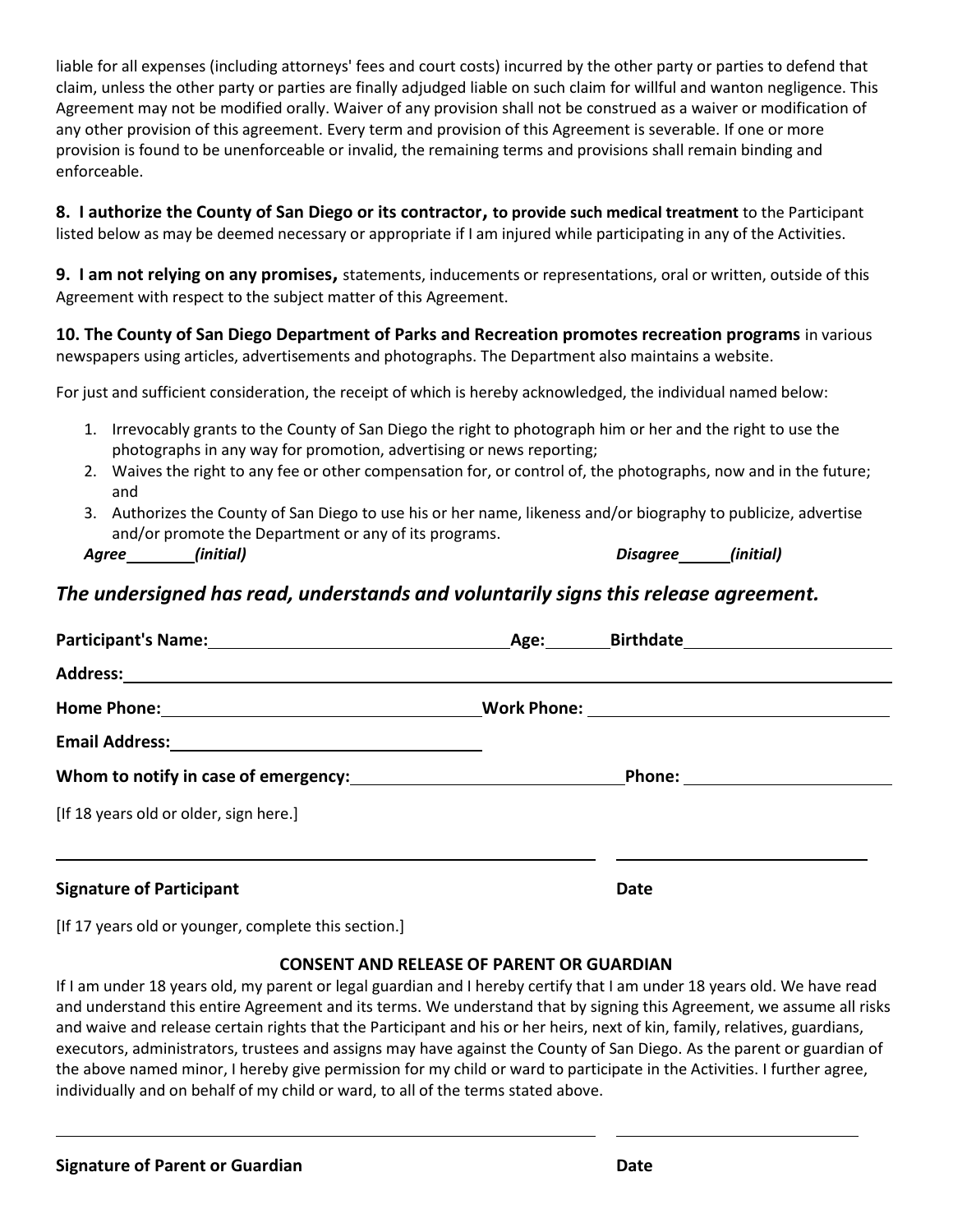liable for all expenses (including attorneys' fees and court costs) incurred by the other party or parties to defend that claim, unless the other party or parties are finally adjudged liable on such claim for willful and wanton negligence. This Agreement may not be modified orally. Waiver of any provision shall not be construed as a waiver or modification of any other provision of this agreement. Every term and provision of this Agreement is severable. If one or more provision is found to be unenforceable or invalid, the remaining terms and provisions shall remain binding and enforceable.

**8. I authorize the County of San Diego or its contractor, to provide such medical treatment** to the Participant listed below as may be deemed necessary or appropriate if I am injured while participating in any of the Activities.

**9. I am not relying on any promises,** statements, inducements or representations, oral or written, outside of this Agreement with respect to the subject matter of this Agreement.

**10. The County of San Diego Department of Parks and Recreation promotes recreation programs** in various newspapers using articles, advertisements and photographs. The Department also maintains a website.

For just and sufficient consideration, the receipt of which is hereby acknowledged, the individual named below:

1. Irrevocably grants to the County of San Diego the right to photograph him or her and the right to use the photographs in any way for promotion, advertising or news reporting;
2. Waives the right to any fee or other compensation for, or control of, the photographs, now and in the future; and
3. Authorizes the County of San Diego to use his or her name, likeness and/or biography to publicize, advertise and/or promote the Department or any of its programs.

*Agree________(initial)* *Disagree______(initial)*

## *The undersigned has read, understands and voluntarily signs this release agreement.*

**Participant's Name:**________________________ **Age:**______ **Birthdate**____________________

**Address:**____________________________________________________________

**Home Phone:**________________________ **Work Phone:**________________________

**Email Address:**________________________

**Whom to notify in case of emergency:**________________________ **Phone:**____________________

[If 18 years old or older, sign here.]

______________________________________________ ________________________

**Signature of Participant** **Date**

[If 17 years old or younger, complete this section.]

**CONSENT AND RELEASE OF PARENT OR GUARDIAN**

If I am under 18 years old, my parent or legal guardian and I hereby certify that I am under 18 years old. We have read and understand this entire Agreement and its terms. We understand that by signing this Agreement, we assume all risks and waive and release certain rights that the Participant and his or her heirs, next of kin, family, relatives, guardians, executors, administrators, trustees and assigns may have against the County of San Diego. As the parent or guardian of the above named minor, I hereby give permission for my child or ward to participate in the Activities. I further agree, individually and on behalf of my child or ward, to all of the terms stated above.

______________________________________________ ________________________

**Signature of Parent or Guardian** **Date**